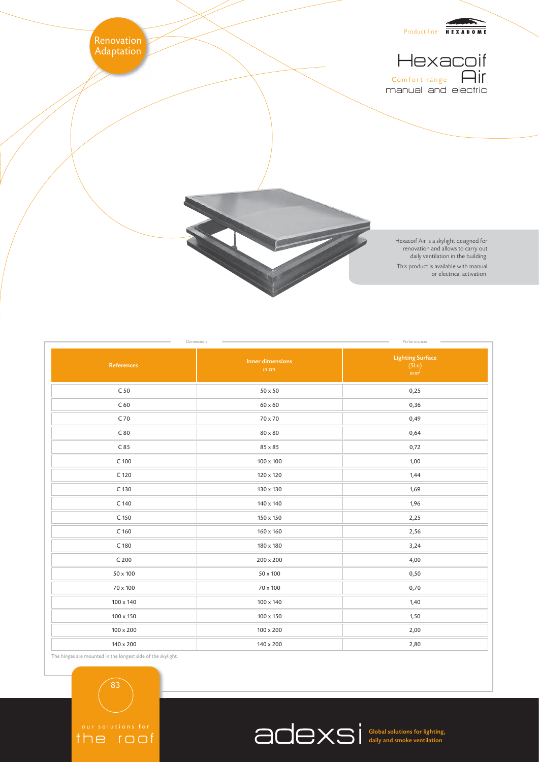Renovation
Adaptation

Product line HEXADOME

# Hexacoif Air

Comfort range

manual and electric

Hexacoif Air is a skylight designed for renovation and allows to carry out daily ventilation in the building.

This product is available with manual or electrical activation.

| Dimensions | | Performances |
|---|---|---|
| References | Inner dimensions *in cm* | Lighting Surface (SLu) *in m²* |
| C 50 | 50 x 50 | 0,25 |
| C 60 | 60 x 60 | 0,36 |
| C 70 | 70 x 70 | 0,49 |
| C 80 | 80 x 80 | 0,64 |
| C 85 | 85 x 85 | 0,72 |
| C 100 | 100 x 100 | 1,00 |
| C 120 | 120 x 120 | 1,44 |
| C 130 | 130 x 130 | 1,69 |
| C 140 | 140 x 140 | 1,96 |
| C 150 | 150 x 150 | 2,25 |
| C 160 | 160 x 160 | 2,56 |
| C 180 | 180 x 180 | 3,24 |
| C 200 | 200 x 200 | 4,00 |
| 50 x 100 | 50 x 100 | 0,50 |
| 70 x 100 | 70 x 100 | 0,70 |
| 100 x 140 | 100 x 140 | 1,40 |
| 100 x 150 | 100 x 150 | 1,50 |
| 100 x 200 | 100 x 200 | 2,00 |
| 140 x 200 | 140 x 200 | 2,80 |

The hinges are mounted in the longest side of the skylight.

our solutions for the roof

adexsi Global solutions for lighting, daily and smoke ventilation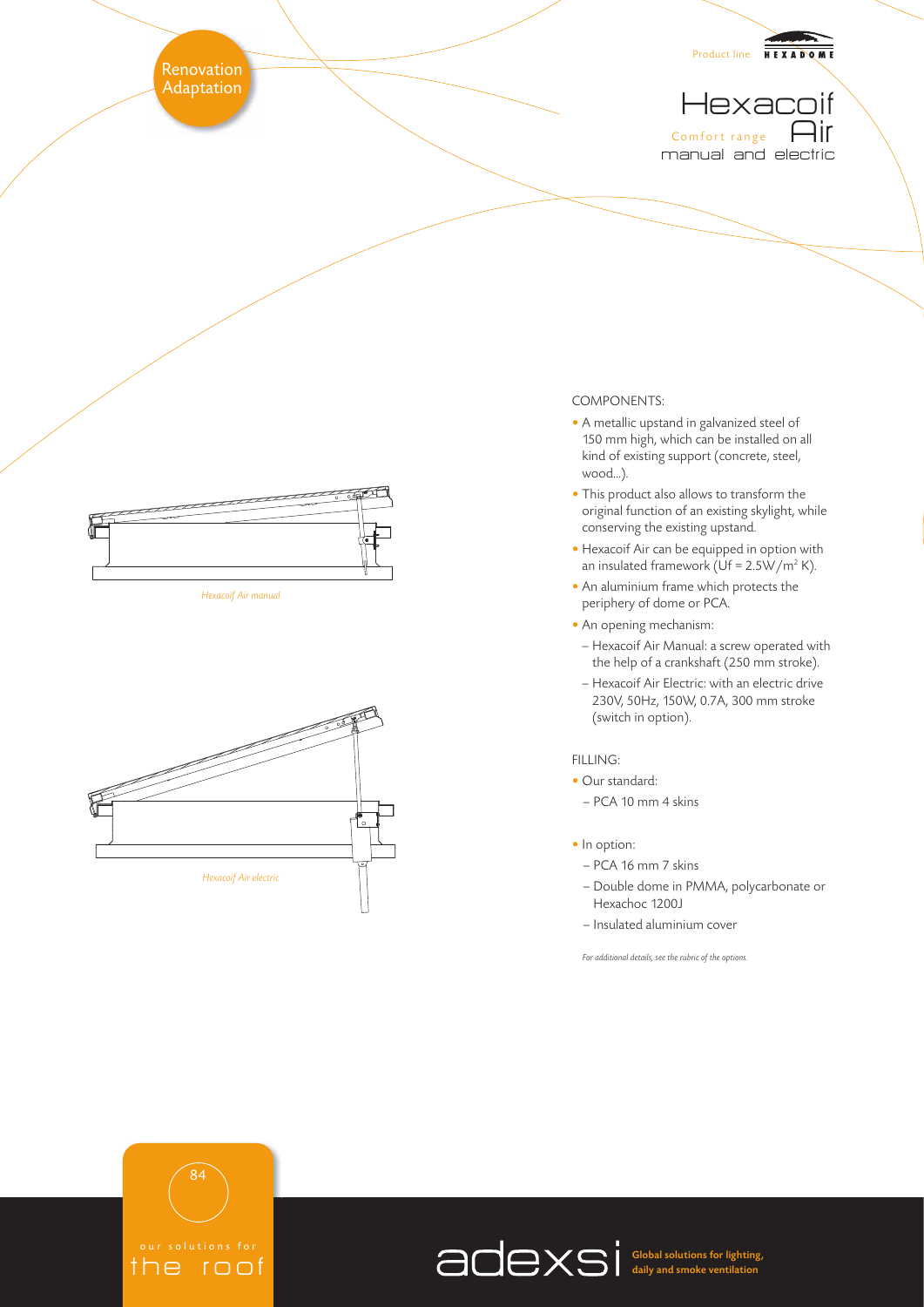Renovation
Adaptation

Product line HEXADOME

# Hexacoif Air

Comfort range

manual and electric

*Hexacoif Air manual*

*Hexacoif Air electric*

COMPONENTS:

- A metallic upstand in galvanized steel of 150 mm high, which can be installed on all kind of existing support (concrete, steel, wood...).
- This product also allows to transform the original function of an existing skylight, while conserving the existing upstand.
- Hexacoif Air can be equipped in option with an insulated framework (Uf = 2.5W/m² K).
- An aluminium frame which protects the periphery of dome or PCA.
- An opening mechanism:
  - Hexacoif Air Manual: a screw operated with the help of a crankshaft (250 mm stroke).
  - Hexacoif Air Electric: with an electric drive 230V, 50Hz, 150W, 0.7A, 300 mm stroke (switch in option).

FILLING:

- Our standard:
  - PCA 10 mm 4 skins
- In option:
  - PCA 16 mm 7 skins
  - Double dome in PMMA, polycarbonate or Hexachoc 1200J
  - Insulated aluminium cover

*For additional details, see the rubric of the options.*

our solutions for the roof

adexsi Global solutions for lighting, daily and smoke ventilation